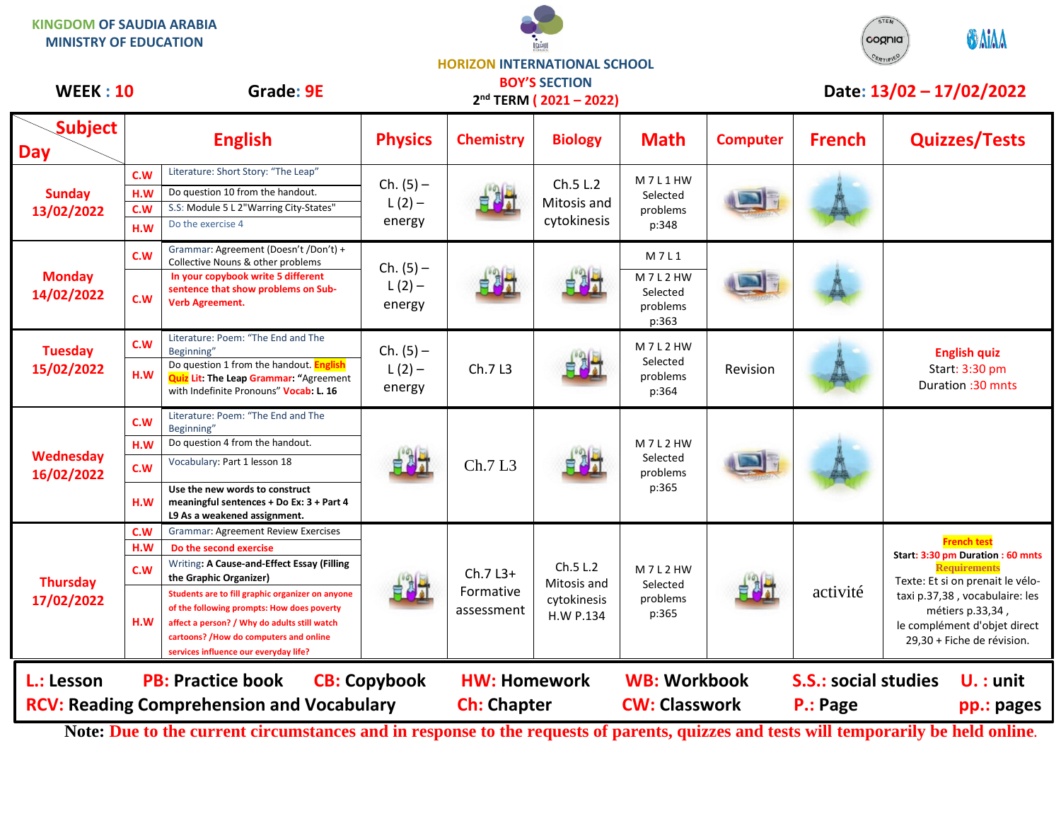KINGDOM OF SAUDIA ARABIA
MINISTRY OF EDUCATION

HORIZON INTERNATIONAL SCHOOL
BOY'S SECTION
2nd TERM ( 2021 – 2022)

**WEEK : 10** **Grade: 9E** **Date: 13/02 – 17/02/2022**

| Day \ Subject | | English | Physics | Chemistry | Biology | Math | Computer | French | Quizzes/Tests |
|---|---|---|---|---|---|---|---|---|---|
| Sunday 13/02/2022 | C.W | Literature: Short Story: "The Leap" | Ch. (5) – L (2) – energy | | Ch.5 L.2 Mitosis and cytokinesis | M 7 L 1 HW Selected problems p:348 | | | |
| | H.W | Do question 10 from the handout. | | | | | | | |
| | C.W | S.S: Module 5 L 2"Warring City-States" | | | | | | | |
| | H.W | Do the exercise 4 | | | | | | | |
| Monday 14/02/2022 | C.W | Grammar: Agreement (Doesn't /Don't) + Collective Nouns & other problems | Ch. (5) – L (2) – energy | | | M 7 L 1 | | | |
| | C.W | **In your copybook write 5 different sentence that show problems on Sub-Verb Agreement.** | | | | M 7 L 2 HW Selected problems p:363 | | | |
| Tuesday 15/02/2022 | C.W | Literature: Poem: "The End and The Beginning" | Ch. (5) – L (2) – energy | Ch.7 L3 | | M 7 L 2 HW Selected problems p:364 | Revision | | **English quiz** Start: 3:30 pm Duration :30 mnts |
| | H.W | Do question 1 from the handout. **English Quiz Lit: The Leap Grammar: "**Agreement with Indefinite Pronouns" **Vocab: L. 16** | | | | | | | |
| Wednesday 16/02/2022 | C.W | Literature: Poem: "The End and The Beginning" | | Ch.7 L3 | | M 7 L 2 HW Selected problems p:365 | | | |
| | H.W | Do question 4 from the handout. | | | | | | | |
| | C.W | Vocabulary: Part 1 lesson 18 | | | | | | | |
| | H.W | **Use the new words to construct meaningful sentences + Do Ex: 3 + Part 4 L9 As a weakened assignment.** | | | | | | | |
| Thursday 17/02/2022 | C.W | Grammar: Agreement Review Exercises | | Ch.7 L3+ Formative assessment | Ch.5 L.2 Mitosis and cytokinesis H.W P.134 | M 7 L 2 HW Selected problems p:365 | | activité | **French test** **Start: 3:30 pm Duration : 60 mnts** **Requirements** Texte: Et si on prenait le vélo-taxi p.37,38 , vocabulaire: les métiers p.33,34 , le complément d'objet direct 29,30 + Fiche de révision. |
| | H.W | **Do the second exercise** | | | | | | | |
| | C.W | Writing: **A Cause-and-Effect Essay (Filling the Graphic Organizer)** | | | | | | | |
| | H.W | **Students are to fill graphic organizer on anyone of the following prompts: How does poverty affect a person? / Why do adults still watch cartoons? /How do computers and online services influence our everyday life?** | | | | | | | |

**L.: Lesson** **PB: Practice book** **CB: Copybook** **HW: Homework** **WB: Workbook** **S.S.: social studies** **U. : unit**
**RCV: Reading Comprehension and Vocabulary** **Ch: Chapter** **CW: Classwork** **P.: Page** **pp.: pages**

**Note:** Due to the current circumstances and in response to the requests of parents, quizzes and tests will temporarily be held online.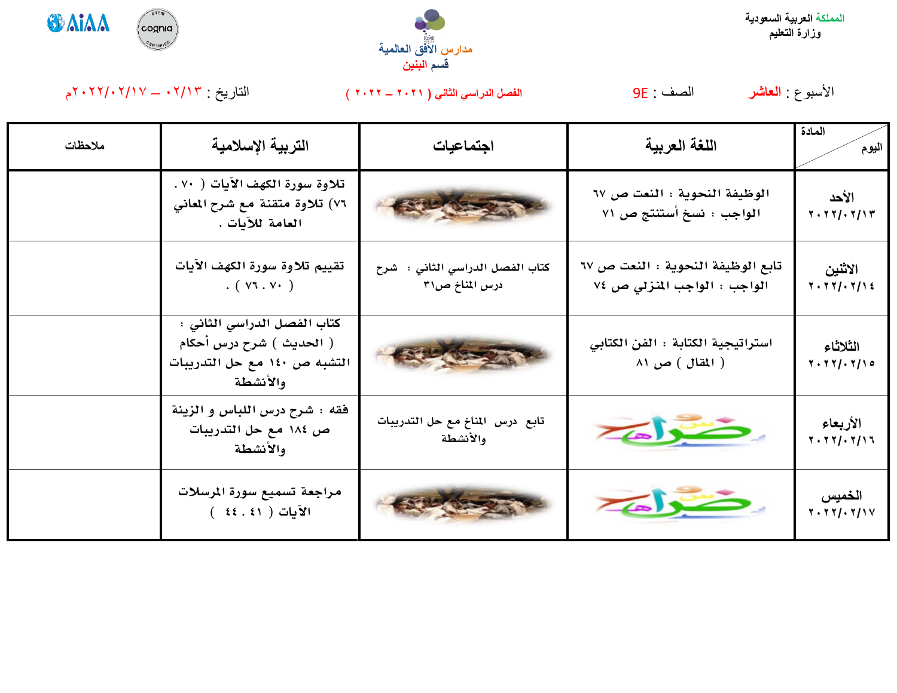المملكة العربية السعودية
وزارة التعليم

مدارس الأفق العالمية
قسم البنين

الأسبوع : العاشر　　الصف : 9E　　الفصل الدراسي الثاني ( ٢٠٢١ – ٢٠٢٢ )　　التاريخ : ٠٢/١٣ – ٢٠٢٢/٠٢/١٧م

| اليوم / المادة | اللغة العربية | اجتماعيات | التربية الإسلامية | ملاحظات |
|---|---|---|---|---|
| الأحد ٢٠٢٢/٠٢/١٣ | الوظيفة النحوية : النعت ص ٦٧ الواجب : نسخ أستنتج ص ٧١ | | تلاوة سورة الكهف الآيات ( ٧٠ . ٧٦) تلاوة متقنة مع شرح المعاني العامة للآيات . | |
| الاثنين ٢٠٢٢/٠٢/١٤ | تابع الوظيفة النحوية : النعت ص ٦٧ الواجب : الواجب المنزلي ص ٧٤ | كتاب الفصل الدراسي الثاني : شرح درس المناخ ص٣١ | تقييم تلاوة سورة الكهف الآيات ( ٧٠ . ٧٦ ) . | |
| الثلاثاء ٢٠٢٢/٠٢/١٥ | استراتيجية الكتابة : الفن الكتابي ( المقال ) ص ٨١ | | كتاب الفصل الدراسي الثاني : ( الحديث ) شرح درس أحكام التشبه ص ١٤٠ مع حل التدريبات والأنشطة | |
| الأربعاء ٢٠٢٢/٠٢/١٦ | | تابع درس المناخ مع حل التدريبات والأنشطة | فقه : شرح درس اللباس و الزينة ص ١٨٤ مع حل التدريبات والأنشطة | |
| الخميس ٢٠٢٢/٠٢/١٧ | | | مراجعة تسميع سورة المرسلات الآيات ( ٤١ . ٤٤ ) | |